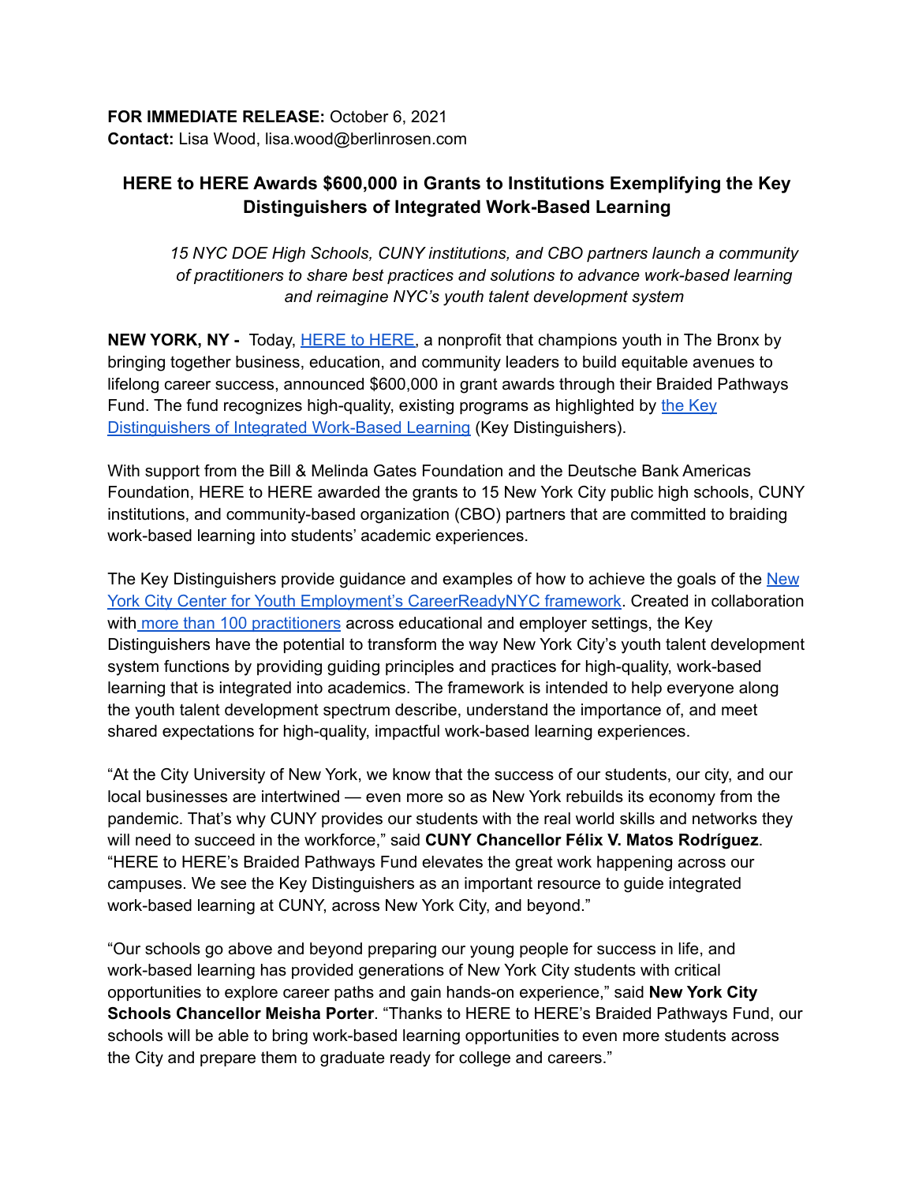**FOR IMMEDIATE RELEASE:** October 6, 2021
**Contact:** Lisa Wood, lisa.wood@berlinrosen.com

## HERE to HERE Awards $600,000 in Grants to Institutions Exemplifying the Key Distinguishers of Integrated Work-Based Learning

*15 NYC DOE High Schools, CUNY institutions, and CBO partners launch a community of practitioners to share best practices and solutions to advance work-based learning and reimagine NYC's youth talent development system*

**NEW YORK, NY -** Today, HERE to HERE, a nonprofit that champions youth in The Bronx by bringing together business, education, and community leaders to build equitable avenues to lifelong career success, announced $600,000 in grant awards through their Braided Pathways Fund. The fund recognizes high-quality, existing programs as highlighted by the Key Distinguishers of Integrated Work-Based Learning (Key Distinguishers).

With support from the Bill & Melinda Gates Foundation and the Deutsche Bank Americas Foundation, HERE to HERE awarded the grants to 15 New York City public high schools, CUNY institutions, and community-based organization (CBO) partners that are committed to braiding work-based learning into students' academic experiences.

The Key Distinguishers provide guidance and examples of how to achieve the goals of the New York City Center for Youth Employment's CareerReadyNYC framework. Created in collaboration with more than 100 practitioners across educational and employer settings, the Key Distinguishers have the potential to transform the way New York City's youth talent development system functions by providing guiding principles and practices for high-quality, work-based learning that is integrated into academics. The framework is intended to help everyone along the youth talent development spectrum describe, understand the importance of, and meet shared expectations for high-quality, impactful work-based learning experiences.

"At the City University of New York, we know that the success of our students, our city, and our local businesses are intertwined — even more so as New York rebuilds its economy from the pandemic. That's why CUNY provides our students with the real world skills and networks they will need to succeed in the workforce," said **CUNY Chancellor Félix V. Matos Rodríguez**. "HERE to HERE's Braided Pathways Fund elevates the great work happening across our campuses. We see the Key Distinguishers as an important resource to guide integrated work-based learning at CUNY, across New York City, and beyond."

"Our schools go above and beyond preparing our young people for success in life, and work-based learning has provided generations of New York City students with critical opportunities to explore career paths and gain hands-on experience," said **New York City Schools Chancellor Meisha Porter**. "Thanks to HERE to HERE's Braided Pathways Fund, our schools will be able to bring work-based learning opportunities to even more students across the City and prepare them to graduate ready for college and careers."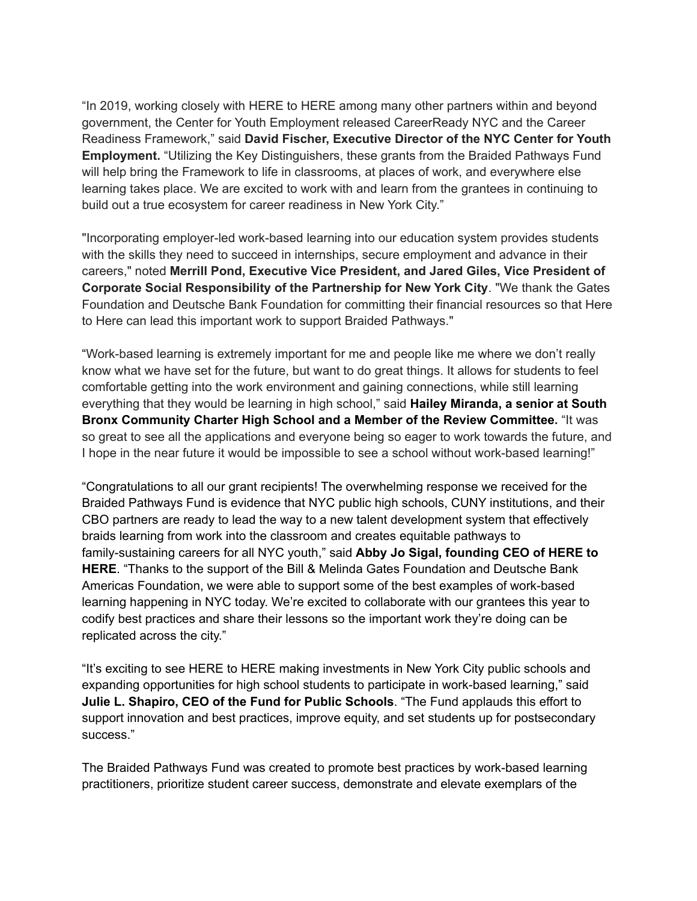“In 2019, working closely with HERE to HERE among many other partners within and beyond government, the Center for Youth Employment released CareerReady NYC and the Career Readiness Framework,” said **David Fischer, Executive Director of the NYC Center for Youth Employment.** “Utilizing the Key Distinguishers, these grants from the Braided Pathways Fund will help bring the Framework to life in classrooms, at places of work, and everywhere else learning takes place. We are excited to work with and learn from the grantees in continuing to build out a true ecosystem for career readiness in New York City.”

"Incorporating employer-led work-based learning into our education system provides students with the skills they need to succeed in internships, secure employment and advance in their careers," noted **Merrill Pond, Executive Vice President, and Jared Giles, Vice President of Corporate Social Responsibility of the Partnership for New York City**. "We thank the Gates Foundation and Deutsche Bank Foundation for committing their financial resources so that Here to Here can lead this important work to support Braided Pathways."

“Work-based learning is extremely important for me and people like me where we don’t really know what we have set for the future, but want to do great things. It allows for students to feel comfortable getting into the work environment and gaining connections, while still learning everything that they would be learning in high school,” said **Hailey Miranda, a senior at South Bronx Community Charter High School and a Member of the Review Committee.** “It was so great to see all the applications and everyone being so eager to work towards the future, and I hope in the near future it would be impossible to see a school without work-based learning!”

“Congratulations to all our grant recipients! The overwhelming response we received for the Braided Pathways Fund is evidence that NYC public high schools, CUNY institutions, and their CBO partners are ready to lead the way to a new talent development system that effectively braids learning from work into the classroom and creates equitable pathways to family-sustaining careers for all NYC youth,” said **Abby Jo Sigal, founding CEO of HERE to HERE**. “Thanks to the support of the Bill & Melinda Gates Foundation and Deutsche Bank Americas Foundation, we were able to support some of the best examples of work-based learning happening in NYC today. We’re excited to collaborate with our grantees this year to codify best practices and share their lessons so the important work they’re doing can be replicated across the city.”

“It’s exciting to see HERE to HERE making investments in New York City public schools and expanding opportunities for high school students to participate in work-based learning,” said **Julie L. Shapiro, CEO of the Fund for Public Schools**. “The Fund applauds this effort to support innovation and best practices, improve equity, and set students up for postsecondary success.”

The Braided Pathways Fund was created to promote best practices by work-based learning practitioners, prioritize student career success, demonstrate and elevate exemplars of the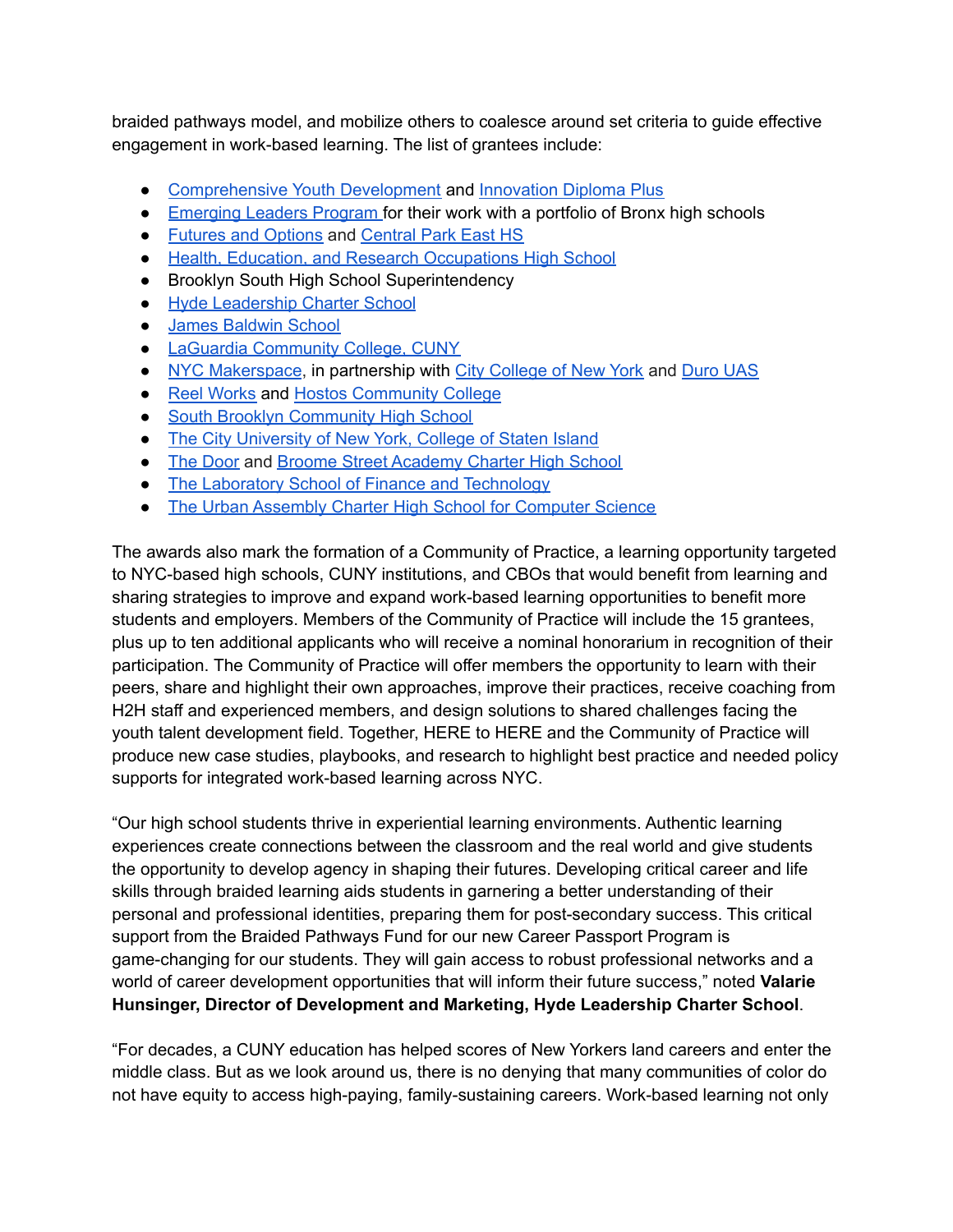braided pathways model, and mobilize others to coalesce around set criteria to guide effective engagement in work-based learning. The list of grantees include:

- Comprehensive Youth Development and Innovation Diploma Plus
- Emerging Leaders Program for their work with a portfolio of Bronx high schools
- Futures and Options and Central Park East HS
- Health, Education, and Research Occupations High School
- Brooklyn South High School Superintendency
- Hyde Leadership Charter School
- James Baldwin School
- LaGuardia Community College, CUNY
- NYC Makerspace, in partnership with City College of New York and Duro UAS
- Reel Works and Hostos Community College
- South Brooklyn Community High School
- The City University of New York, College of Staten Island
- The Door and Broome Street Academy Charter High School
- The Laboratory School of Finance and Technology
- The Urban Assembly Charter High School for Computer Science

The awards also mark the formation of a Community of Practice, a learning opportunity targeted to NYC-based high schools, CUNY institutions, and CBOs that would benefit from learning and sharing strategies to improve and expand work-based learning opportunities to benefit more students and employers. Members of the Community of Practice will include the 15 grantees, plus up to ten additional applicants who will receive a nominal honorarium in recognition of their participation. The Community of Practice will offer members the opportunity to learn with their peers, share and highlight their own approaches, improve their practices, receive coaching from H2H staff and experienced members, and design solutions to shared challenges facing the youth talent development field. Together, HERE to HERE and the Community of Practice will produce new case studies, playbooks, and research to highlight best practice and needed policy supports for integrated work-based learning across NYC.

"Our high school students thrive in experiential learning environments. Authentic learning experiences create connections between the classroom and the real world and give students the opportunity to develop agency in shaping their futures. Developing critical career and life skills through braided learning aids students in garnering a better understanding of their personal and professional identities, preparing them for post-secondary success. This critical support from the Braided Pathways Fund for our new Career Passport Program is game-changing for our students. They will gain access to robust professional networks and a world of career development opportunities that will inform their future success," noted **Valarie Hunsinger, Director of Development and Marketing, Hyde Leadership Charter School**.

"For decades, a CUNY education has helped scores of New Yorkers land careers and enter the middle class. But as we look around us, there is no denying that many communities of color do not have equity to access high-paying, family-sustaining careers. Work-based learning not only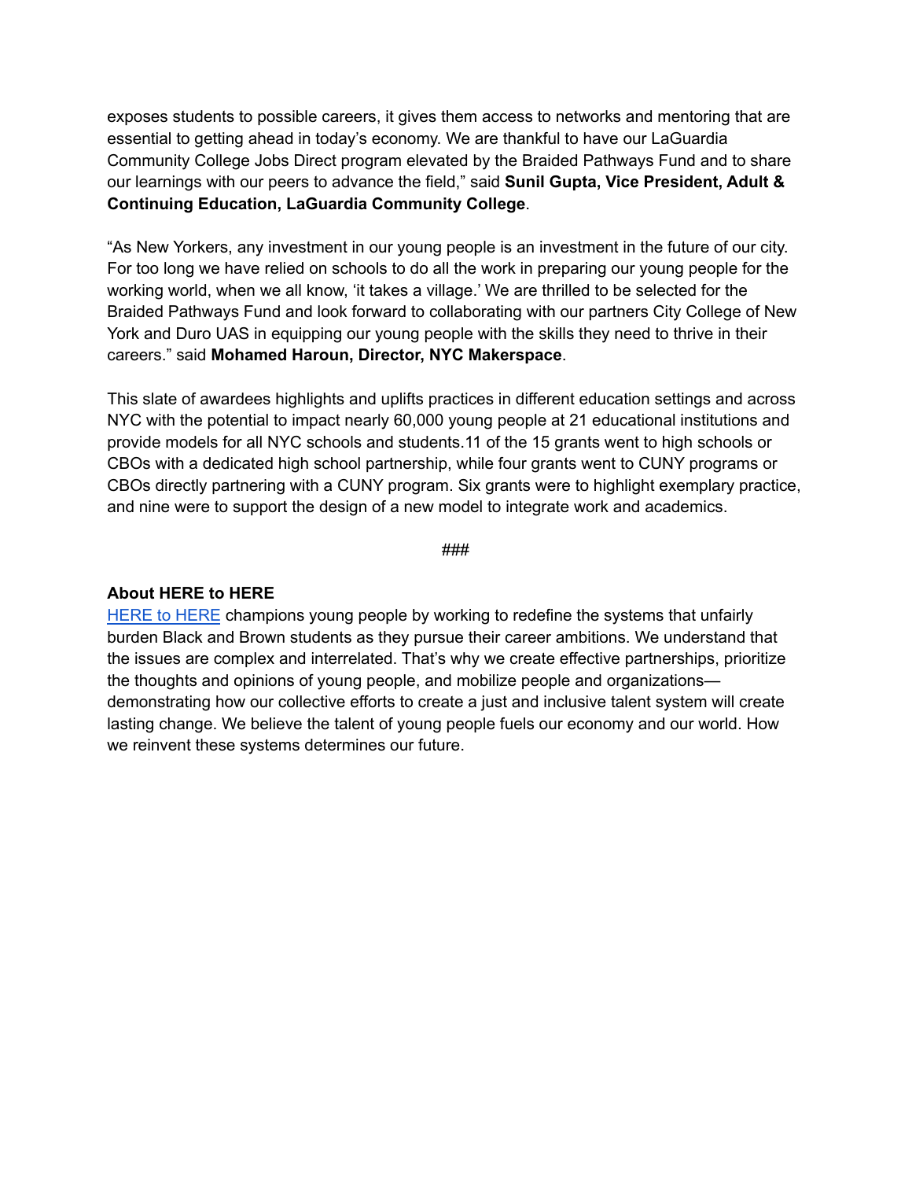exposes students to possible careers, it gives them access to networks and mentoring that are essential to getting ahead in today's economy. We are thankful to have our LaGuardia Community College Jobs Direct program elevated by the Braided Pathways Fund and to share our learnings with our peers to advance the field," said **Sunil Gupta, Vice President, Adult & Continuing Education, LaGuardia Community College**.

"As New Yorkers, any investment in our young people is an investment in the future of our city. For too long we have relied on schools to do all the work in preparing our young people for the working world, when we all know, 'it takes a village.' We are thrilled to be selected for the Braided Pathways Fund and look forward to collaborating with our partners City College of New York and Duro UAS in equipping our young people with the skills they need to thrive in their careers." said **Mohamed Haroun, Director, NYC Makerspace**.

This slate of awardees highlights and uplifts practices in different education settings and across NYC with the potential to impact nearly 60,000 young people at 21 educational institutions and provide models for all NYC schools and students.11 of the 15 grants went to high schools or CBOs with a dedicated high school partnership, while four grants went to CUNY programs or CBOs directly partnering with a CUNY program. Six grants were to highlight exemplary practice, and nine were to support the design of a new model to integrate work and academics.

###

**About HERE to HERE**

HERE to HERE champions young people by working to redefine the systems that unfairly burden Black and Brown students as they pursue their career ambitions. We understand that the issues are complex and interrelated. That's why we create effective partnerships, prioritize the thoughts and opinions of young people, and mobilize people and organizations—demonstrating how our collective efforts to create a just and inclusive talent system will create lasting change. We believe the talent of young people fuels our economy and our world. How we reinvent these systems determines our future.